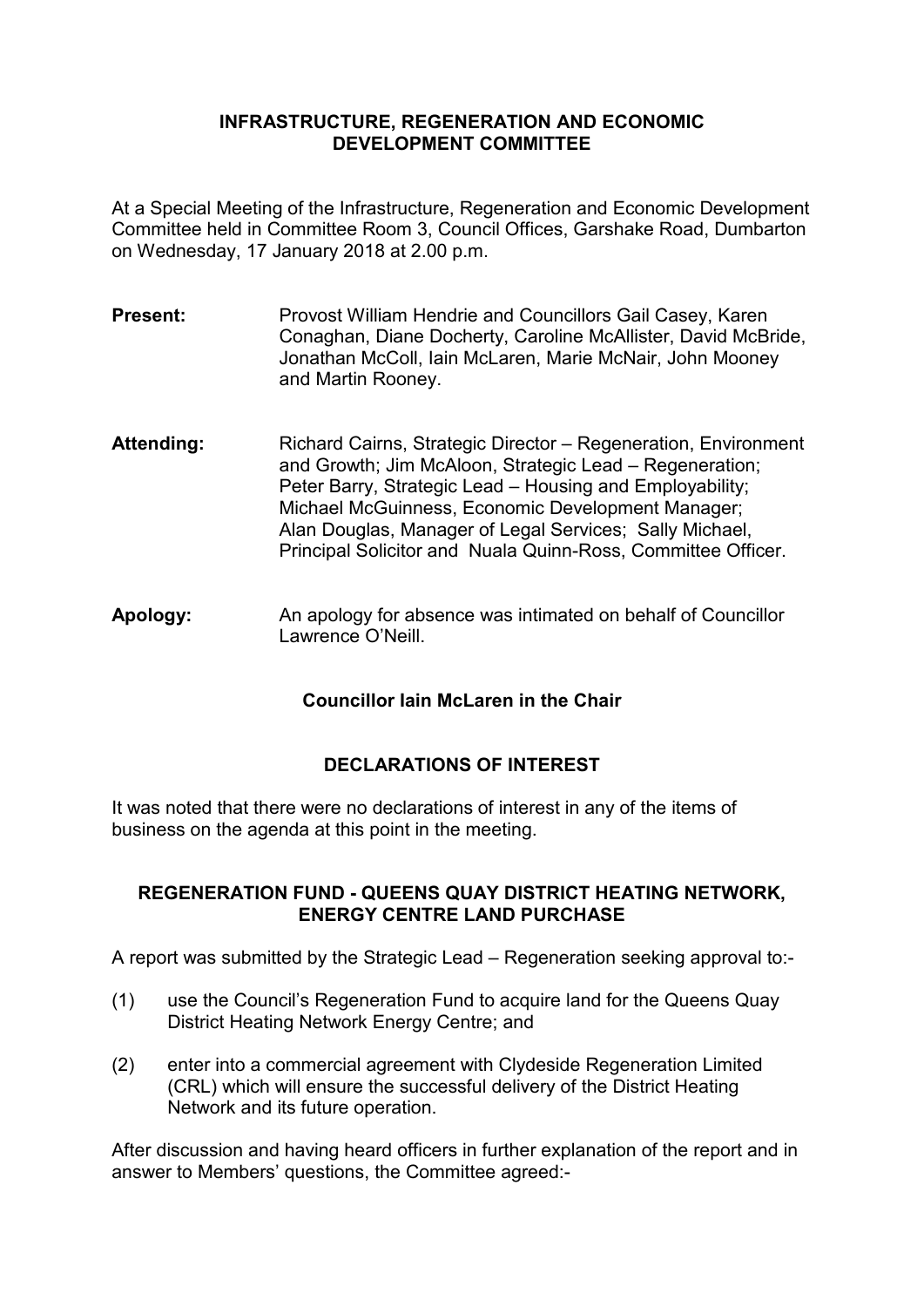# INFRASTRUCTURE, REGENERATION AND ECONOMIC DEVELOPMENT COMMITTEE

At a Special Meeting of the Infrastructure, Regeneration and Economic Development Committee held in Committee Room 3, Council Offices, Garshake Road, Dumbarton on Wednesday, 17 January 2018 at 2.00 p.m.

**Present:** Provost William Hendrie and Councillors Gail Casey, Karen Conaghan, Diane Docherty, Caroline McAllister, David McBride, Jonathan McColl, Iain McLaren, Marie McNair, John Mooney and Martin Rooney.

**Attending:** Richard Cairns, Strategic Director – Regeneration, Environment and Growth; Jim McAloon, Strategic Lead – Regeneration; Peter Barry, Strategic Lead – Housing and Employability; Michael McGuinness, Economic Development Manager; Alan Douglas, Manager of Legal Services; Sally Michael, Principal Solicitor and Nuala Quinn-Ross, Committee Officer.

**Apology:** An apology for absence was intimated on behalf of Councillor Lawrence O'Neill.

**Councillor Iain McLaren in the Chair**

## DECLARATIONS OF INTEREST

It was noted that there were no declarations of interest in any of the items of business on the agenda at this point in the meeting.

## REGENERATION FUND - QUEENS QUAY DISTRICT HEATING NETWORK, ENERGY CENTRE LAND PURCHASE

A report was submitted by the Strategic Lead – Regeneration seeking approval to:-

(1) use the Council's Regeneration Fund to acquire land for the Queens Quay District Heating Network Energy Centre; and

(2) enter into a commercial agreement with Clydeside Regeneration Limited (CRL) which will ensure the successful delivery of the District Heating Network and its future operation.

After discussion and having heard officers in further explanation of the report and in answer to Members' questions, the Committee agreed:-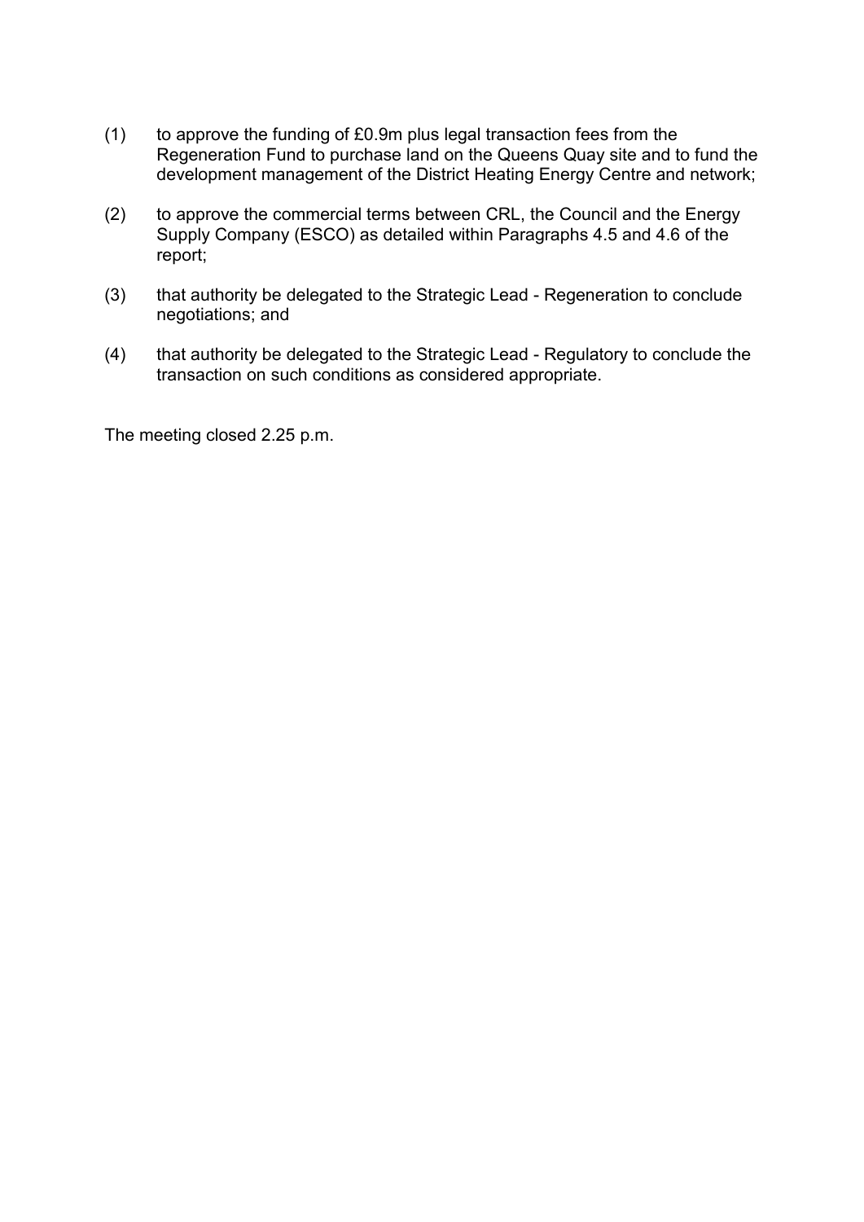(1) to approve the funding of £0.9m plus legal transaction fees from the Regeneration Fund to purchase land on the Queens Quay site and to fund the development management of the District Heating Energy Centre and network;

(2) to approve the commercial terms between CRL, the Council and the Energy Supply Company (ESCO) as detailed within Paragraphs 4.5 and 4.6 of the report;

(3) that authority be delegated to the Strategic Lead - Regeneration to conclude negotiations; and

(4) that authority be delegated to the Strategic Lead - Regulatory to conclude the transaction on such conditions as considered appropriate.

The meeting closed 2.25 p.m.